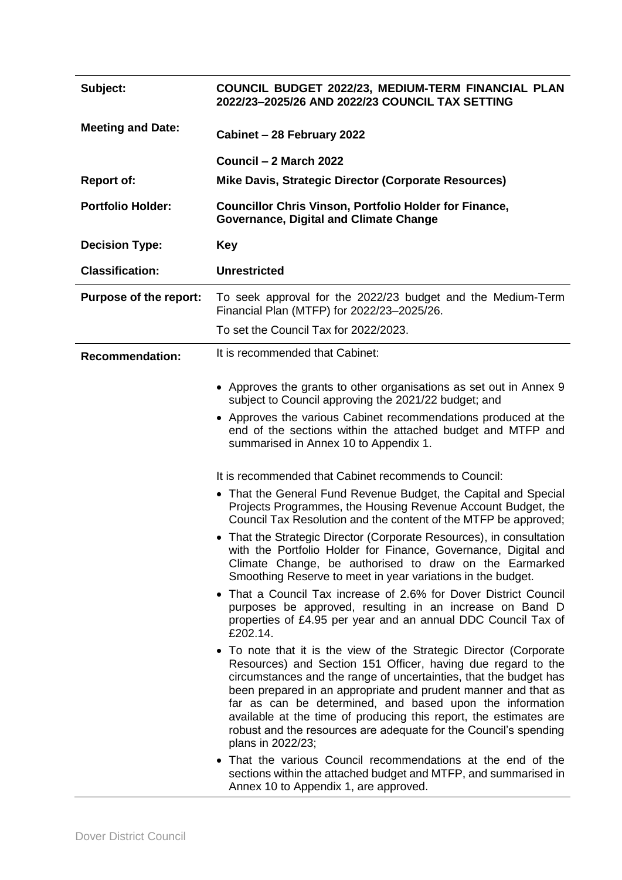| | |
|---|---|
| **Subject:** | **COUNCIL BUDGET 2022/23, MEDIUM-TERM FINANCIAL PLAN 2022/23–2025/26 AND 2022/23 COUNCIL TAX SETTING** |
| **Meeting and Date:** | **Cabinet – 28 February 2022**<br><br>**Council – 2 March 2022** |
| **Report of:** | **Mike Davis, Strategic Director (Corporate Resources)** |
| **Portfolio Holder:** | **Councillor Chris Vinson, Portfolio Holder for Finance, Governance, Digital and Climate Change** |
| **Decision Type:** | **Key** |
| **Classification:** | **Unrestricted** |
| **Purpose of the report:** | To seek approval for the 2022/23 budget and the Medium-Term Financial Plan (MTFP) for 2022/23–2025/26.<br><br>To set the Council Tax for 2022/2023. |
| **Recommendation:** | It is recommended that Cabinet:<br><br>• Approves the grants to other organisations as set out in Annex 9 subject to Council approving the 2021/22 budget; and<br>• Approves the various Cabinet recommendations produced at the end of the sections within the attached budget and MTFP and summarised in Annex 10 to Appendix 1.<br><br>It is recommended that Cabinet recommends to Council:<br><br>• That the General Fund Revenue Budget, the Capital and Special Projects Programmes, the Housing Revenue Account Budget, the Council Tax Resolution and the content of the MTFP be approved;<br>• That the Strategic Director (Corporate Resources), in consultation with the Portfolio Holder for Finance, Governance, Digital and Climate Change, be authorised to draw on the Earmarked Smoothing Reserve to meet in year variations in the budget.<br>• That a Council Tax increase of 2.6% for Dover District Council purposes be approved, resulting in an increase on Band D properties of £4.95 per year and an annual DDC Council Tax of £202.14.<br>• To note that it is the view of the Strategic Director (Corporate Resources) and Section 151 Officer, having due regard to the circumstances and the range of uncertainties, that the budget has been prepared in an appropriate and prudent manner and that as far as can be determined, and based upon the information available at the time of producing this report, the estimates are robust and the resources are adequate for the Council's spending plans in 2022/23;<br>• That the various Council recommendations at the end of the sections within the attached budget and MTFP, and summarised in Annex 10 to Appendix 1, are approved. |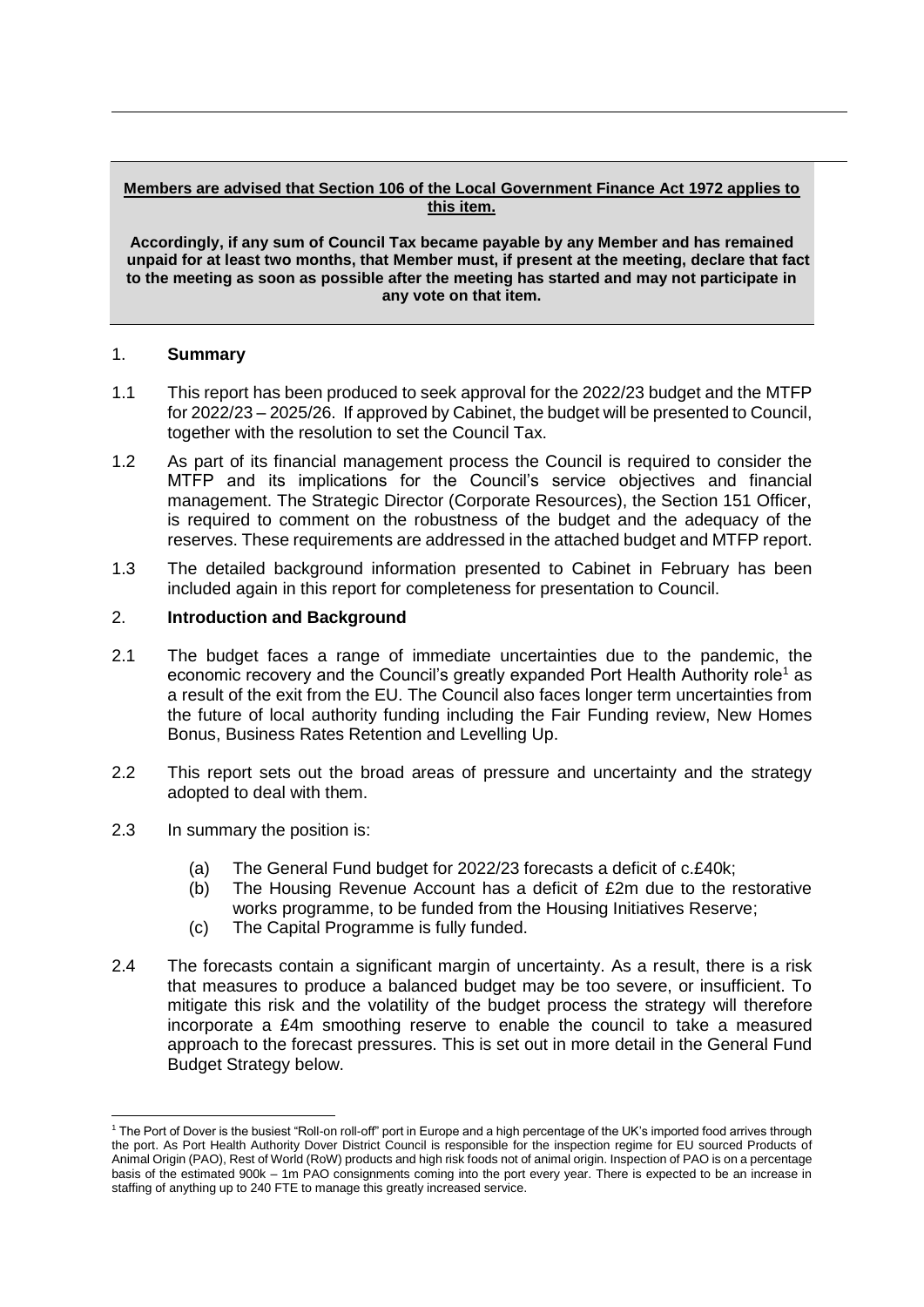**Members are advised that Section 106 of the Local Government Finance Act 1972 applies to this item.**

**Accordingly, if any sum of Council Tax became payable by any Member and has remained unpaid for at least two months, that Member must, if present at the meeting, declare that fact to the meeting as soon as possible after the meeting has started and may not participate in any vote on that item.**

## 1. Summary

1.1 This report has been produced to seek approval for the 2022/23 budget and the MTFP for 2022/23 – 2025/26. If approved by Cabinet, the budget will be presented to Council, together with the resolution to set the Council Tax.

1.2 As part of its financial management process the Council is required to consider the MTFP and its implications for the Council's service objectives and financial management. The Strategic Director (Corporate Resources), the Section 151 Officer, is required to comment on the robustness of the budget and the adequacy of the reserves. These requirements are addressed in the attached budget and MTFP report.

1.3 The detailed background information presented to Cabinet in February has been included again in this report for completeness for presentation to Council.

## 2. Introduction and Background

2.1 The budget faces a range of immediate uncertainties due to the pandemic, the economic recovery and the Council's greatly expanded Port Health Authority role[1] as a result of the exit from the EU. The Council also faces longer term uncertainties from the future of local authority funding including the Fair Funding review, New Homes Bonus, Business Rates Retention and Levelling Up.

2.2 This report sets out the broad areas of pressure and uncertainty and the strategy adopted to deal with them.

2.3 In summary the position is:

- (a) The General Fund budget for 2022/23 forecasts a deficit of c.£40k;
- (b) The Housing Revenue Account has a deficit of £2m due to the restorative works programme, to be funded from the Housing Initiatives Reserve;
- (c) The Capital Programme is fully funded.

2.4 The forecasts contain a significant margin of uncertainty. As a result, there is a risk that measures to produce a balanced budget may be too severe, or insufficient. To mitigate this risk and the volatility of the budget process the strategy will therefore incorporate a £4m smoothing reserve to enable the council to take a measured approach to the forecast pressures. This is set out in more detail in the General Fund Budget Strategy below.

---

[1] The Port of Dover is the busiest "Roll-on roll-off" port in Europe and a high percentage of the UK's imported food arrives through the port. As Port Health Authority Dover District Council is responsible for the inspection regime for EU sourced Products of Animal Origin (PAO), Rest of World (RoW) products and high risk foods not of animal origin. Inspection of PAO is on a percentage basis of the estimated 900k – 1m PAO consignments coming into the port every year. There is expected to be an increase in staffing of anything up to 240 FTE to manage this greatly increased service.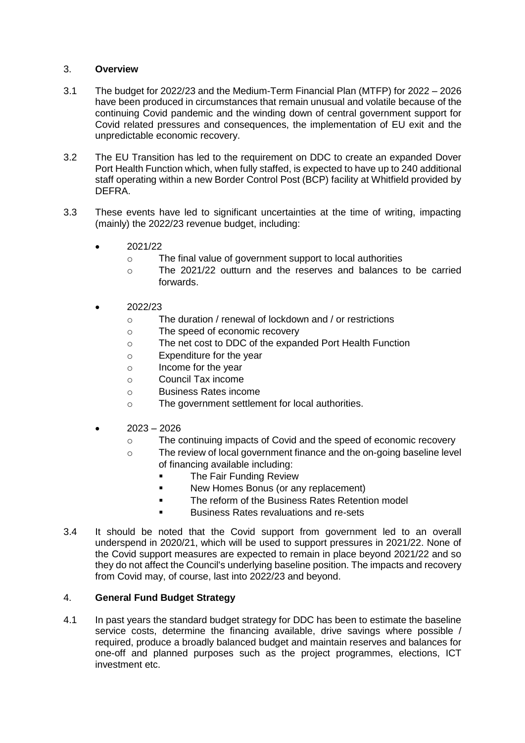## 3. **Overview**

3.1 The budget for 2022/23 and the Medium-Term Financial Plan (MTFP) for 2022 – 2026 have been produced in circumstances that remain unusual and volatile because of the continuing Covid pandemic and the winding down of central government support for Covid related pressures and consequences, the implementation of EU exit and the unpredictable economic recovery.

3.2 The EU Transition has led to the requirement on DDC to create an expanded Dover Port Health Function which, when fully staffed, is expected to have up to 240 additional staff operating within a new Border Control Post (BCP) facility at Whitfield provided by DEFRA.

3.3 These events have led to significant uncertainties at the time of writing, impacting (mainly) the 2022/23 revenue budget, including:

- 2021/22
  - The final value of government support to local authorities
  - The 2021/22 outturn and the reserves and balances to be carried forwards.
- 2022/23
  - The duration / renewal of lockdown and / or restrictions
  - The speed of economic recovery
  - The net cost to DDC of the expanded Port Health Function
  - Expenditure for the year
  - Income for the year
  - Council Tax income
  - Business Rates income
  - The government settlement for local authorities.
- 2023 – 2026
  - The continuing impacts of Covid and the speed of economic recovery
  - The review of local government finance and the on-going baseline level of financing available including:
    - The Fair Funding Review
    - New Homes Bonus (or any replacement)
    - The reform of the Business Rates Retention model
    - Business Rates revaluations and re-sets

3.4 It should be noted that the Covid support from government led to an overall underspend in 2020/21, which will be used to support pressures in 2021/22. None of the Covid support measures are expected to remain in place beyond 2021/22 and so they do not affect the Council's underlying baseline position. The impacts and recovery from Covid may, of course, last into 2022/23 and beyond.

## 4. **General Fund Budget Strategy**

4.1 In past years the standard budget strategy for DDC has been to estimate the baseline service costs, determine the financing available, drive savings where possible / required, produce a broadly balanced budget and maintain reserves and balances for one-off and planned purposes such as the project programmes, elections, ICT investment etc.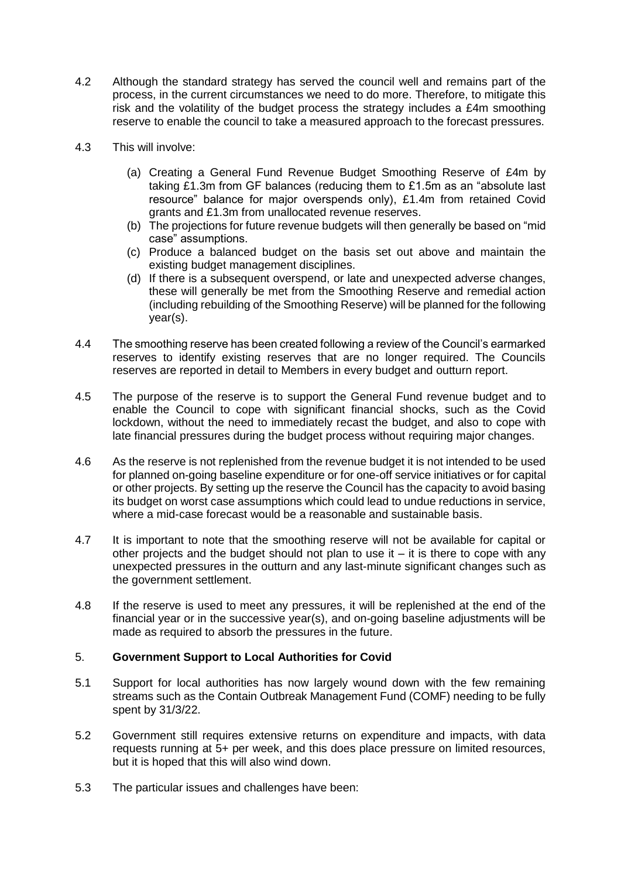4.2 Although the standard strategy has served the council well and remains part of the process, in the current circumstances we need to do more. Therefore, to mitigate this risk and the volatility of the budget process the strategy includes a £4m smoothing reserve to enable the council to take a measured approach to the forecast pressures.

4.3 This will involve:

(a) Creating a General Fund Revenue Budget Smoothing Reserve of £4m by taking £1.3m from GF balances (reducing them to £1.5m as an "absolute last resource" balance for major overspends only), £1.4m from retained Covid grants and £1.3m from unallocated revenue reserves.

(b) The projections for future revenue budgets will then generally be based on "mid case" assumptions.

(c) Produce a balanced budget on the basis set out above and maintain the existing budget management disciplines.

(d) If there is a subsequent overspend, or late and unexpected adverse changes, these will generally be met from the Smoothing Reserve and remedial action (including rebuilding of the Smoothing Reserve) will be planned for the following year(s).

4.4 The smoothing reserve has been created following a review of the Council's earmarked reserves to identify existing reserves that are no longer required. The Councils reserves are reported in detail to Members in every budget and outturn report.

4.5 The purpose of the reserve is to support the General Fund revenue budget and to enable the Council to cope with significant financial shocks, such as the Covid lockdown, without the need to immediately recast the budget, and also to cope with late financial pressures during the budget process without requiring major changes.

4.6 As the reserve is not replenished from the revenue budget it is not intended to be used for planned on-going baseline expenditure or for one-off service initiatives or for capital or other projects. By setting up the reserve the Council has the capacity to avoid basing its budget on worst case assumptions which could lead to undue reductions in service, where a mid-case forecast would be a reasonable and sustainable basis.

4.7 It is important to note that the smoothing reserve will not be available for capital or other projects and the budget should not plan to use it – it is there to cope with any unexpected pressures in the outturn and any last-minute significant changes such as the government settlement.

4.8 If the reserve is used to meet any pressures, it will be replenished at the end of the financial year or in the successive year(s), and on-going baseline adjustments will be made as required to absorb the pressures in the future.

## 5. Government Support to Local Authorities for Covid

5.1 Support for local authorities has now largely wound down with the few remaining streams such as the Contain Outbreak Management Fund (COMF) needing to be fully spent by 31/3/22.

5.2 Government still requires extensive returns on expenditure and impacts, with data requests running at 5+ per week, and this does place pressure on limited resources, but it is hoped that this will also wind down.

5.3 The particular issues and challenges have been: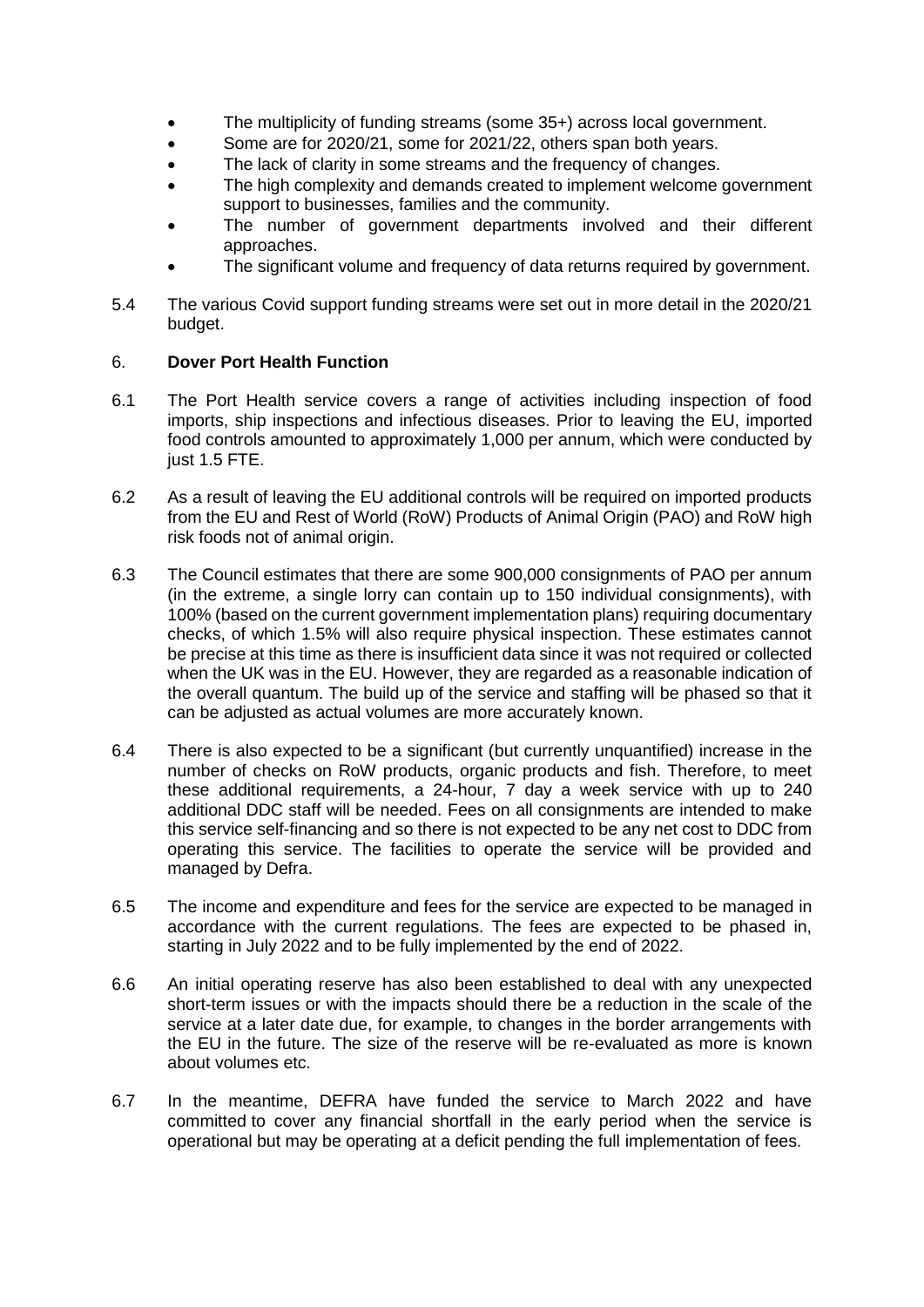- The multiplicity of funding streams (some 35+) across local government.
- Some are for 2020/21, some for 2021/22, others span both years.
- The lack of clarity in some streams and the frequency of changes.
- The high complexity and demands created to implement welcome government support to businesses, families and the community.
- The number of government departments involved and their different approaches.
- The significant volume and frequency of data returns required by government.

5.4 The various Covid support funding streams were set out in more detail in the 2020/21 budget.

## 6. Dover Port Health Function

6.1 The Port Health service covers a range of activities including inspection of food imports, ship inspections and infectious diseases. Prior to leaving the EU, imported food controls amounted to approximately 1,000 per annum, which were conducted by just 1.5 FTE.

6.2 As a result of leaving the EU additional controls will be required on imported products from the EU and Rest of World (RoW) Products of Animal Origin (PAO) and RoW high risk foods not of animal origin.

6.3 The Council estimates that there are some 900,000 consignments of PAO per annum (in the extreme, a single lorry can contain up to 150 individual consignments), with 100% (based on the current government implementation plans) requiring documentary checks, of which 1.5% will also require physical inspection. These estimates cannot be precise at this time as there is insufficient data since it was not required or collected when the UK was in the EU. However, they are regarded as a reasonable indication of the overall quantum. The build up of the service and staffing will be phased so that it can be adjusted as actual volumes are more accurately known.

6.4 There is also expected to be a significant (but currently unquantified) increase in the number of checks on RoW products, organic products and fish. Therefore, to meet these additional requirements, a 24-hour, 7 day a week service with up to 240 additional DDC staff will be needed. Fees on all consignments are intended to make this service self-financing and so there is not expected to be any net cost to DDC from operating this service. The facilities to operate the service will be provided and managed by Defra.

6.5 The income and expenditure and fees for the service are expected to be managed in accordance with the current regulations. The fees are expected to be phased in, starting in July 2022 and to be fully implemented by the end of 2022.

6.6 An initial operating reserve has also been established to deal with any unexpected short-term issues or with the impacts should there be a reduction in the scale of the service at a later date due, for example, to changes in the border arrangements with the EU in the future. The size of the reserve will be re-evaluated as more is known about volumes etc.

6.7 In the meantime, DEFRA have funded the service to March 2022 and have committed to cover any financial shortfall in the early period when the service is operational but may be operating at a deficit pending the full implementation of fees.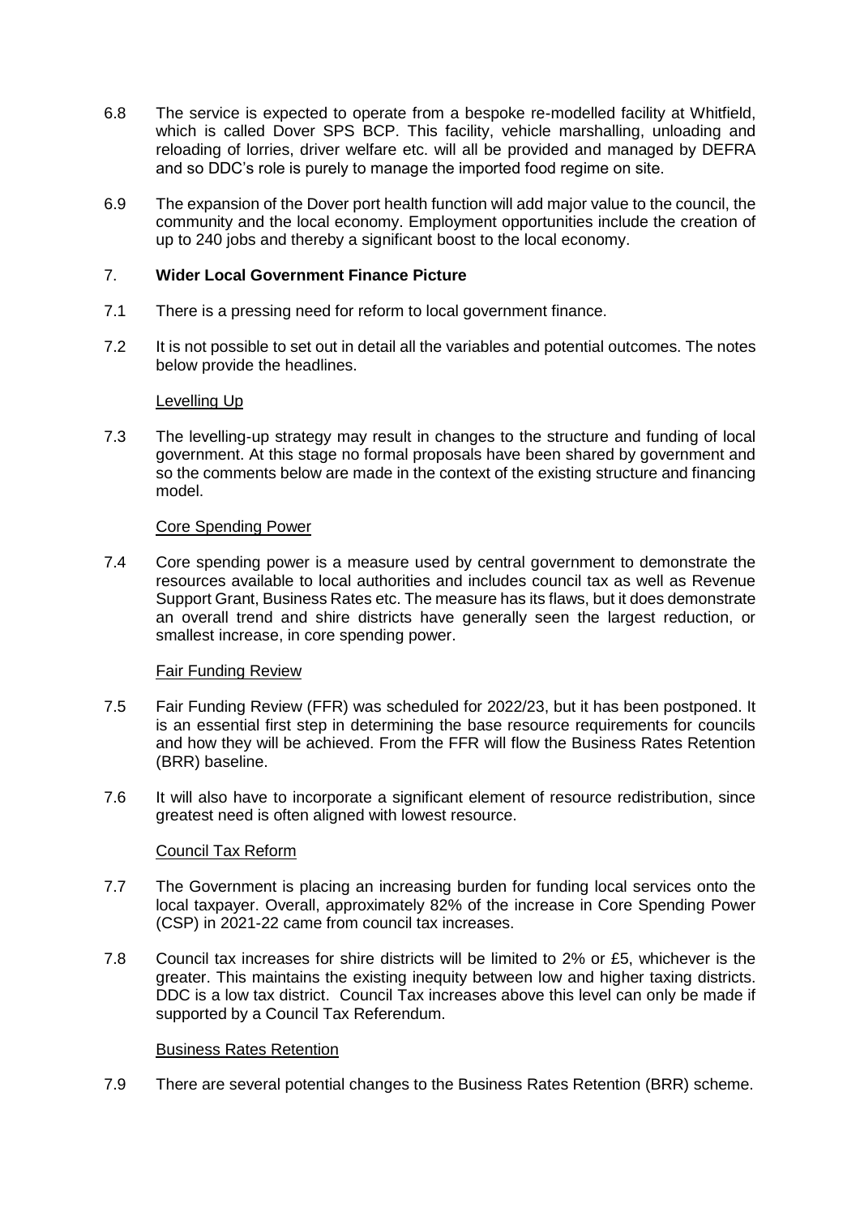6.8 The service is expected to operate from a bespoke re-modelled facility at Whitfield, which is called Dover SPS BCP. This facility, vehicle marshalling, unloading and reloading of lorries, driver welfare etc. will all be provided and managed by DEFRA and so DDC's role is purely to manage the imported food regime on site.

6.9 The expansion of the Dover port health function will add major value to the council, the community and the local economy. Employment opportunities include the creation of up to 240 jobs and thereby a significant boost to the local economy.

## 7. Wider Local Government Finance Picture

7.1 There is a pressing need for reform to local government finance.

7.2 It is not possible to set out in detail all the variables and potential outcomes. The notes below provide the headlines.

### Levelling Up

7.3 The levelling-up strategy may result in changes to the structure and funding of local government. At this stage no formal proposals have been shared by government and so the comments below are made in the context of the existing structure and financing model.

### Core Spending Power

7.4 Core spending power is a measure used by central government to demonstrate the resources available to local authorities and includes council tax as well as Revenue Support Grant, Business Rates etc. The measure has its flaws, but it does demonstrate an overall trend and shire districts have generally seen the largest reduction, or smallest increase, in core spending power.

### Fair Funding Review

7.5 Fair Funding Review (FFR) was scheduled for 2022/23, but it has been postponed. It is an essential first step in determining the base resource requirements for councils and how they will be achieved. From the FFR will flow the Business Rates Retention (BRR) baseline.

7.6 It will also have to incorporate a significant element of resource redistribution, since greatest need is often aligned with lowest resource.

### Council Tax Reform

7.7 The Government is placing an increasing burden for funding local services onto the local taxpayer. Overall, approximately 82% of the increase in Core Spending Power (CSP) in 2021-22 came from council tax increases.

7.8 Council tax increases for shire districts will be limited to 2% or £5, whichever is the greater. This maintains the existing inequity between low and higher taxing districts. DDC is a low tax district. Council Tax increases above this level can only be made if supported by a Council Tax Referendum.

### Business Rates Retention

7.9 There are several potential changes to the Business Rates Retention (BRR) scheme.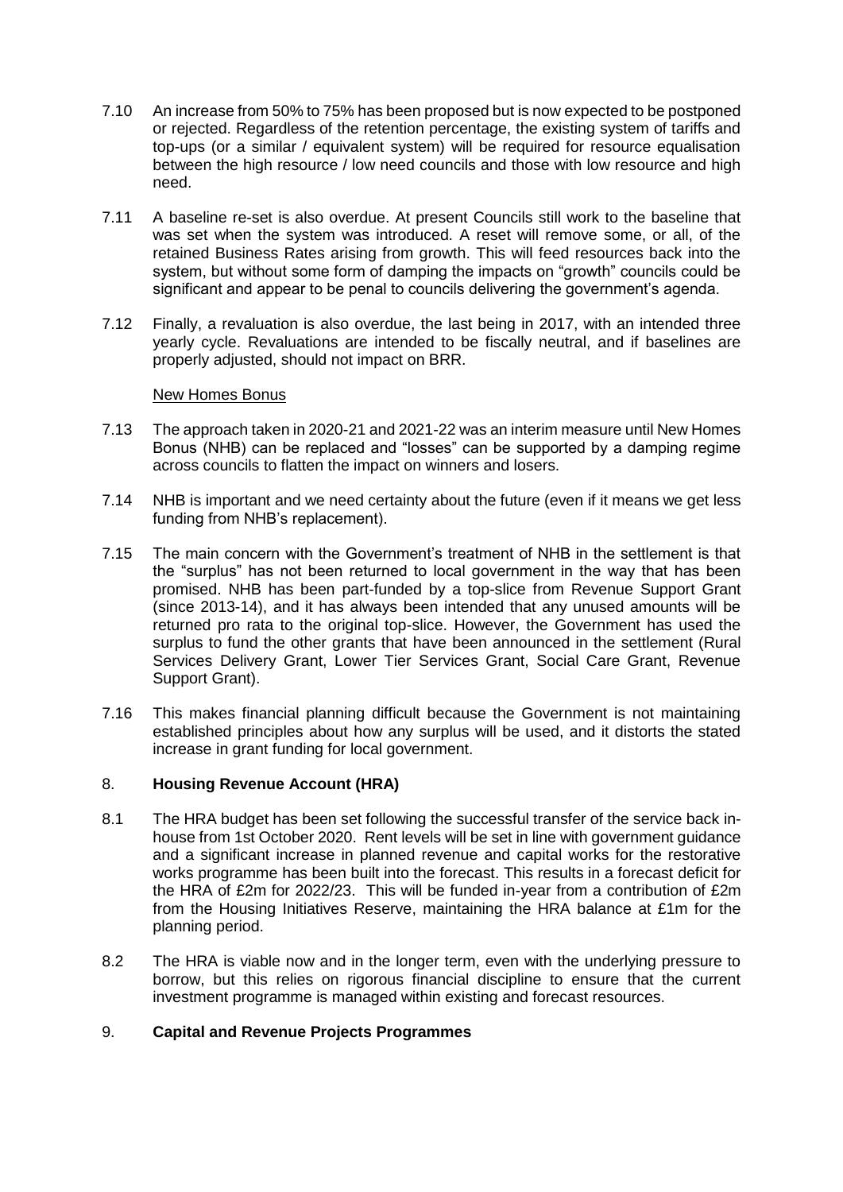7.10 An increase from 50% to 75% has been proposed but is now expected to be postponed or rejected. Regardless of the retention percentage, the existing system of tariffs and top-ups (or a similar / equivalent system) will be required for resource equalisation between the high resource / low need councils and those with low resource and high need.

7.11 A baseline re-set is also overdue. At present Councils still work to the baseline that was set when the system was introduced. A reset will remove some, or all, of the retained Business Rates arising from growth. This will feed resources back into the system, but without some form of damping the impacts on "growth" councils could be significant and appear to be penal to councils delivering the government's agenda.

7.12 Finally, a revaluation is also overdue, the last being in 2017, with an intended three yearly cycle. Revaluations are intended to be fiscally neutral, and if baselines are properly adjusted, should not impact on BRR.

New Homes Bonus

7.13 The approach taken in 2020-21 and 2021-22 was an interim measure until New Homes Bonus (NHB) can be replaced and "losses" can be supported by a damping regime across councils to flatten the impact on winners and losers.

7.14 NHB is important and we need certainty about the future (even if it means we get less funding from NHB's replacement).

7.15 The main concern with the Government's treatment of NHB in the settlement is that the "surplus" has not been returned to local government in the way that has been promised. NHB has been part-funded by a top-slice from Revenue Support Grant (since 2013-14), and it has always been intended that any unused amounts will be returned pro rata to the original top-slice. However, the Government has used the surplus to fund the other grants that have been announced in the settlement (Rural Services Delivery Grant, Lower Tier Services Grant, Social Care Grant, Revenue Support Grant).

7.16 This makes financial planning difficult because the Government is not maintaining established principles about how any surplus will be used, and it distorts the stated increase in grant funding for local government.

## 8. Housing Revenue Account (HRA)

8.1 The HRA budget has been set following the successful transfer of the service back in-house from 1st October 2020. Rent levels will be set in line with government guidance and a significant increase in planned revenue and capital works for the restorative works programme has been built into the forecast. This results in a forecast deficit for the HRA of £2m for 2022/23. This will be funded in-year from a contribution of £2m from the Housing Initiatives Reserve, maintaining the HRA balance at £1m for the planning period.

8.2 The HRA is viable now and in the longer term, even with the underlying pressure to borrow, but this relies on rigorous financial discipline to ensure that the current investment programme is managed within existing and forecast resources.

## 9. Capital and Revenue Projects Programmes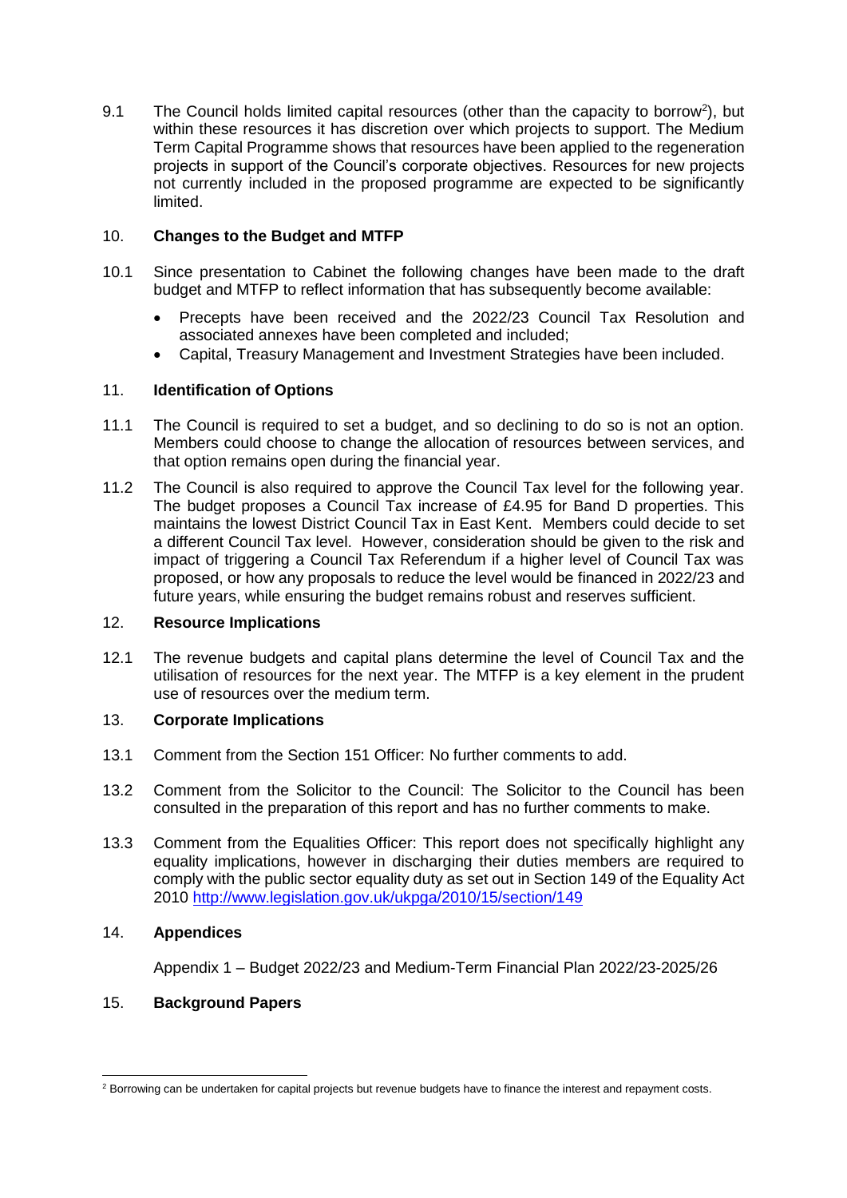9.1 The Council holds limited capital resources (other than the capacity to borrow[2]), but within these resources it has discretion over which projects to support. The Medium Term Capital Programme shows that resources have been applied to the regeneration projects in support of the Council's corporate objectives. Resources for new projects not currently included in the proposed programme are expected to be significantly limited.

## 10. Changes to the Budget and MTFP

10.1 Since presentation to Cabinet the following changes have been made to the draft budget and MTFP to reflect information that has subsequently become available:

- Precepts have been received and the 2022/23 Council Tax Resolution and associated annexes have been completed and included;
- Capital, Treasury Management and Investment Strategies have been included.

## 11. Identification of Options

11.1 The Council is required to set a budget, and so declining to do so is not an option. Members could choose to change the allocation of resources between services, and that option remains open during the financial year.

11.2 The Council is also required to approve the Council Tax level for the following year. The budget proposes a Council Tax increase of £4.95 for Band D properties. This maintains the lowest District Council Tax in East Kent. Members could decide to set a different Council Tax level. However, consideration should be given to the risk and impact of triggering a Council Tax Referendum if a higher level of Council Tax was proposed, or how any proposals to reduce the level would be financed in 2022/23 and future years, while ensuring the budget remains robust and reserves sufficient.

## 12. Resource Implications

12.1 The revenue budgets and capital plans determine the level of Council Tax and the utilisation of resources for the next year. The MTFP is a key element in the prudent use of resources over the medium term.

## 13. Corporate Implications

13.1 Comment from the Section 151 Officer: No further comments to add.

13.2 Comment from the Solicitor to the Council: The Solicitor to the Council has been consulted in the preparation of this report and has no further comments to make.

13.3 Comment from the Equalities Officer: This report does not specifically highlight any equality implications, however in discharging their duties members are required to comply with the public sector equality duty as set out in Section 149 of the Equality Act 2010 http://www.legislation.gov.uk/ukpga/2010/15/section/149

## 14. Appendices

Appendix 1 – Budget 2022/23 and Medium-Term Financial Plan 2022/23-2025/26

## 15. Background Papers

---

[2] Borrowing can be undertaken for capital projects but revenue budgets have to finance the interest and repayment costs.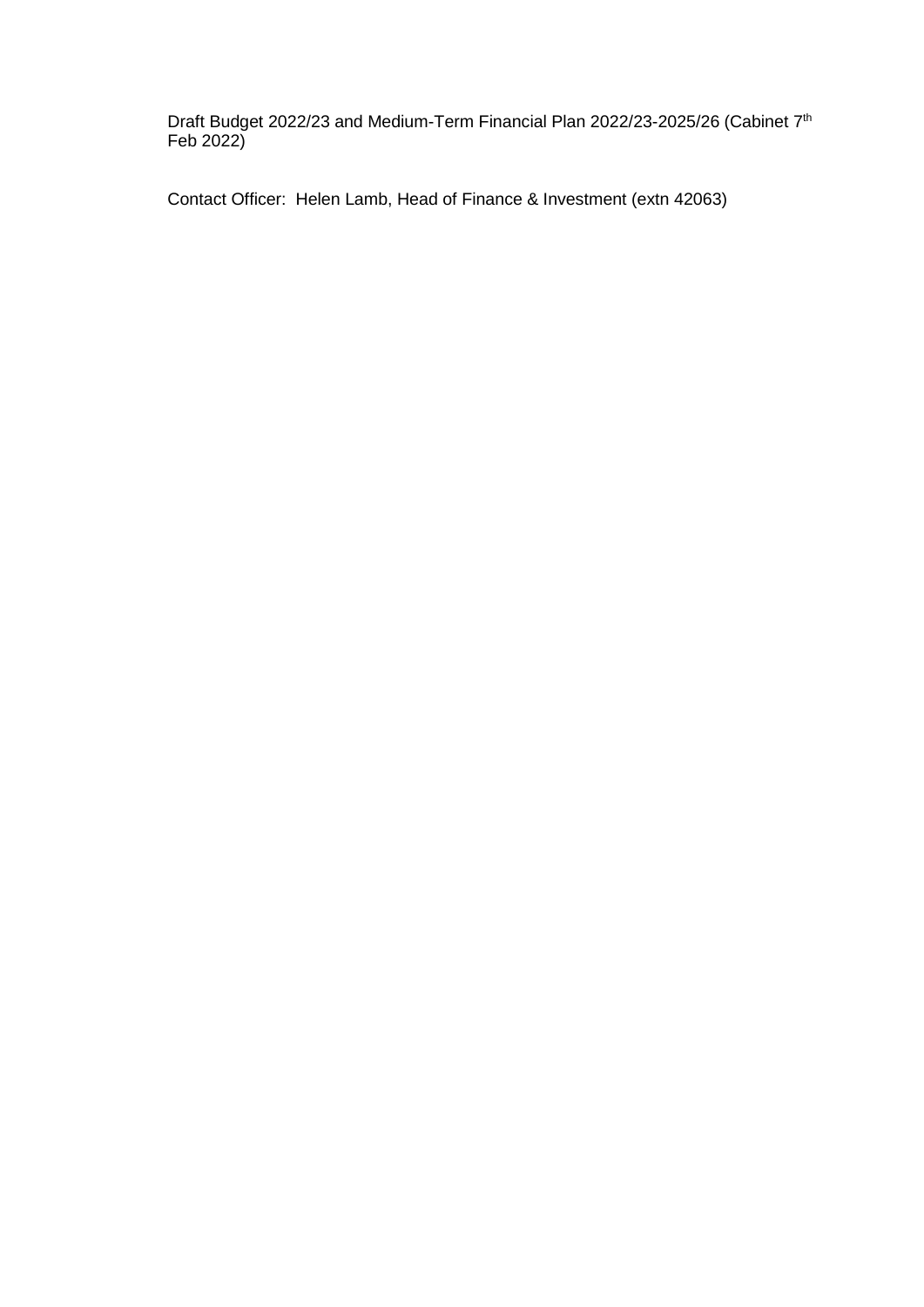Draft Budget 2022/23 and Medium-Term Financial Plan 2022/23-2025/26 (Cabinet 7th Feb 2022)

Contact Officer: Helen Lamb, Head of Finance & Investment (extn 42063)